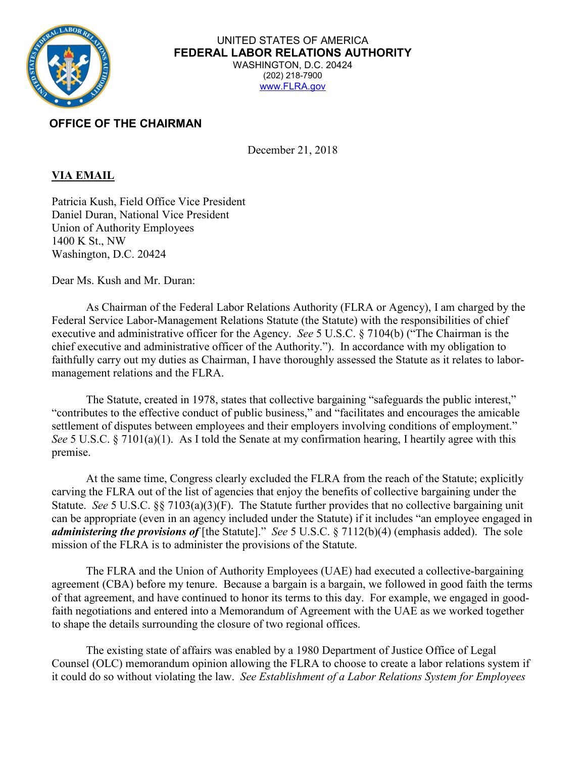UNITED STATES OF AMERICA
**FEDERAL LABOR RELATIONS AUTHORITY**
WASHINGTON, D.C. 20424
(202) 218-7900
www.FLRA.gov

**OFFICE OF THE CHAIRMAN**

December 21, 2018

**VIA EMAIL**

Patricia Kush, Field Office Vice President
Daniel Duran, National Vice President
Union of Authority Employees
1400 K St., NW
Washington, D.C. 20424

Dear Ms. Kush and Mr. Duran:

As Chairman of the Federal Labor Relations Authority (FLRA or Agency), I am charged by the Federal Service Labor-Management Relations Statute (the Statute) with the responsibilities of chief executive and administrative officer for the Agency. *See* 5 U.S.C. § 7104(b) ("The Chairman is the chief executive and administrative officer of the Authority."). In accordance with my obligation to faithfully carry out my duties as Chairman, I have thoroughly assessed the Statute as it relates to labor-management relations and the FLRA.

The Statute, created in 1978, states that collective bargaining "safeguards the public interest," "contributes to the effective conduct of public business," and "facilitates and encourages the amicable settlement of disputes between employees and their employers involving conditions of employment." *See* 5 U.S.C. § 7101(a)(1). As I told the Senate at my confirmation hearing, I heartily agree with this premise.

At the same time, Congress clearly excluded the FLRA from the reach of the Statute; explicitly carving the FLRA out of the list of agencies that enjoy the benefits of collective bargaining under the Statute. *See* 5 U.S.C. §§ 7103(a)(3)(F). The Statute further provides that no collective bargaining unit can be appropriate (even in an agency included under the Statute) if it includes "an employee engaged in ***administering the provisions of*** [the Statute]." *See* 5 U.S.C. § 7112(b)(4) (emphasis added). The sole mission of the FLRA is to administer the provisions of the Statute.

The FLRA and the Union of Authority Employees (UAE) had executed a collective-bargaining agreement (CBA) before my tenure. Because a bargain is a bargain, we followed in good faith the terms of that agreement, and have continued to honor its terms to this day. For example, we engaged in good-faith negotiations and entered into a Memorandum of Agreement with the UAE as we worked together to shape the details surrounding the closure of two regional offices.

The existing state of affairs was enabled by a 1980 Department of Justice Office of Legal Counsel (OLC) memorandum opinion allowing the FLRA to choose to create a labor relations system if it could do so without violating the law. *See Establishment of a Labor Relations System for Employees*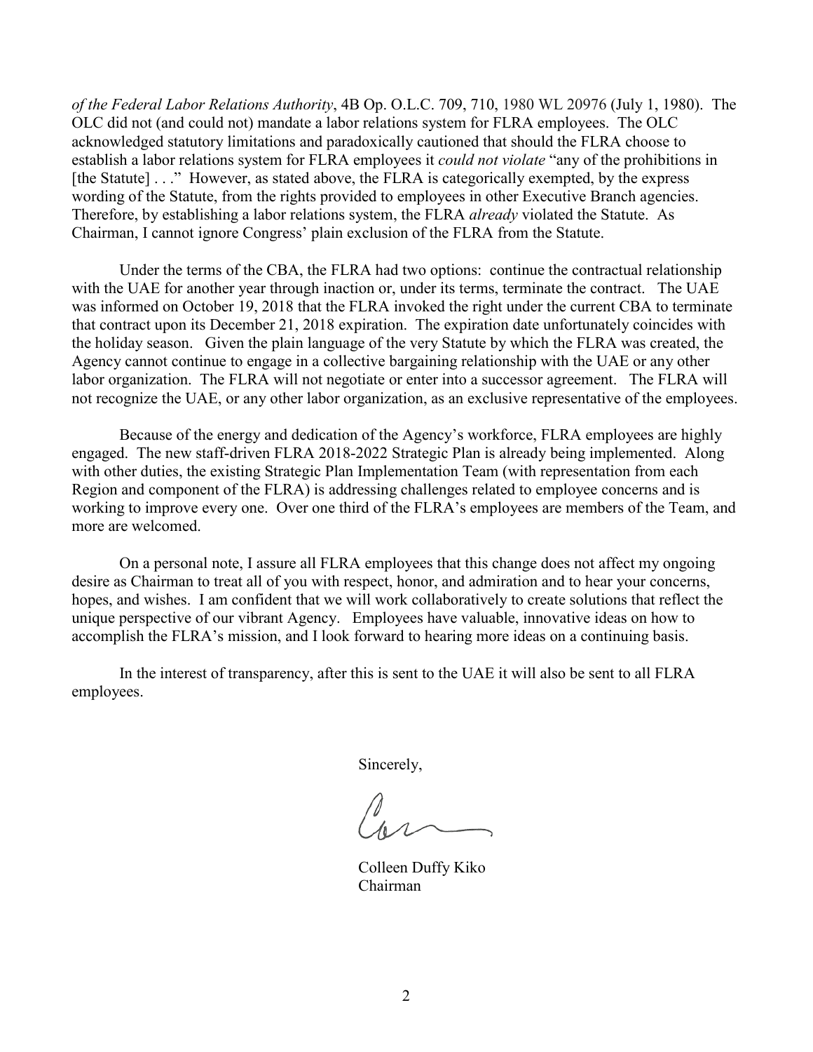*of the Federal Labor Relations Authority*, 4B Op. O.L.C. 709, 710, 1980 WL 20976 (July 1, 1980). The OLC did not (and could not) mandate a labor relations system for FLRA employees. The OLC acknowledged statutory limitations and paradoxically cautioned that should the FLRA choose to establish a labor relations system for FLRA employees it *could not violate* "any of the prohibitions in [the Statute] . . ." However, as stated above, the FLRA is categorically exempted, by the express wording of the Statute, from the rights provided to employees in other Executive Branch agencies. Therefore, by establishing a labor relations system, the FLRA *already* violated the Statute. As Chairman, I cannot ignore Congress' plain exclusion of the FLRA from the Statute.

Under the terms of the CBA, the FLRA had two options: continue the contractual relationship with the UAE for another year through inaction or, under its terms, terminate the contract. The UAE was informed on October 19, 2018 that the FLRA invoked the right under the current CBA to terminate that contract upon its December 21, 2018 expiration. The expiration date unfortunately coincides with the holiday season. Given the plain language of the very Statute by which the FLRA was created, the Agency cannot continue to engage in a collective bargaining relationship with the UAE or any other labor organization. The FLRA will not negotiate or enter into a successor agreement. The FLRA will not recognize the UAE, or any other labor organization, as an exclusive representative of the employees.

Because of the energy and dedication of the Agency's workforce, FLRA employees are highly engaged. The new staff-driven FLRA 2018-2022 Strategic Plan is already being implemented. Along with other duties, the existing Strategic Plan Implementation Team (with representation from each Region and component of the FLRA) is addressing challenges related to employee concerns and is working to improve every one. Over one third of the FLRA's employees are members of the Team, and more are welcomed.

On a personal note, I assure all FLRA employees that this change does not affect my ongoing desire as Chairman to treat all of you with respect, honor, and admiration and to hear your concerns, hopes, and wishes. I am confident that we will work collaboratively to create solutions that reflect the unique perspective of our vibrant Agency. Employees have valuable, innovative ideas on how to accomplish the FLRA's mission, and I look forward to hearing more ideas on a continuing basis.

In the interest of transparency, after this is sent to the UAE it will also be sent to all FLRA employees.

Sincerely,

Colleen Duffy Kiko
Chairman